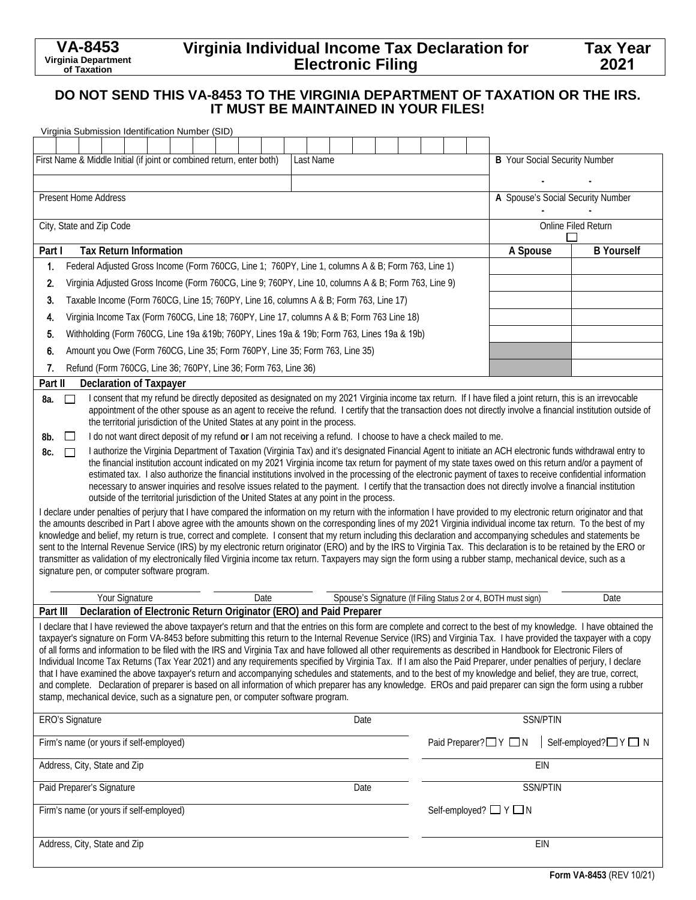**VA-8453**
**Virginia Department of Taxation**

# Virginia Individual Income Tax Declaration for Electronic Filing

**Tax Year 2021**

## DO NOT SEND THIS VA-8453 TO THE VIRGINIA DEPARTMENT OF TAXATION OR THE IRS. IT MUST BE MAINTAINED IN YOUR FILES!

Virginia Submission Identification Number (SID)

| First Name & Middle Initial (if joint or combined return, enter both) | Last Name | **B** Your Social Security Number |
|---|---|---|
| | | - - |
| Present Home Address | | **A** Spouse's Social Security Number - - |
| City, State and Zip Code | | Online Filed Return ☐ |

## Part I Tax Return Information

| | | A Spouse | B Yourself |
|---|---|---|---|
| 1. | Federal Adjusted Gross Income (Form 760CG, Line 1; 760PY, Line 1, columns A & B; Form 763, Line 1) | | |
| 2. | Virginia Adjusted Gross Income (Form 760CG, Line 9; 760PY, Line 10, columns A & B; Form 763, Line 9) | | |
| 3. | Taxable Income (Form 760CG, Line 15; 760PY, Line 16, columns A & B; Form 763, Line 17) | | |
| 4. | Virginia Income Tax (Form 760CG, Line 18; 760PY, Line 17, columns A & B; Form 763 Line 18) | | |
| 5. | Withholding (Form 760CG, Line 19a &19b; 760PY, Lines 19a & 19b; Form 763, Lines 19a & 19b) | | |
| 6. | Amount you Owe (Form 760CG, Line 35; Form 760PY, Line 35; Form 763, Line 35) | | |
| 7. | Refund (Form 760CG, Line 36; 760PY, Line 36; Form 763, Line 36) | | |

## Part II Declaration of Taxpayer

**8a.** ☐ I consent that my refund be directly deposited as designated on my 2021 Virginia income tax return. If I have filed a joint return, this is an irrevocable appointment of the other spouse as an agent to receive the refund. I certify that the transaction does not directly involve a financial institution outside of the territorial jurisdiction of the United States at any point in the process.

**8b.** ☐ I do not want direct deposit of my refund **or** I am not receiving a refund. I choose to have a check mailed to me.

**8c.** ☐ I authorize the Virginia Department of Taxation (Virginia Tax) and it's designated Financial Agent to initiate an ACH electronic funds withdrawal entry to the financial institution account indicated on my 2021 Virginia income tax return for payment of my state taxes owed on this return and/or a payment of estimated tax. I also authorize the financial institutions involved in the processing of the electronic payment of taxes to receive confidential information necessary to answer inquiries and resolve issues related to the payment. I certify that the transaction does not directly involve a financial institution outside of the territorial jurisdiction of the United States at any point in the process.

I declare under penalties of perjury that I have compared the information on my return with the information I have provided to my electronic return originator and that the amounts described in Part I above agree with the amounts shown on the corresponding lines of my 2021 Virginia individual income tax return. To the best of my knowledge and belief, my return is true, correct and complete. I consent that my return including this declaration and accompanying schedules and statements be sent to the Internal Revenue Service (IRS) by my electronic return originator (ERO) and by the IRS to Virginia Tax. This declaration is to be retained by the ERO or transmitter as validation of my electronically filed Virginia income tax return. Taxpayers may sign the form using a rubber stamp, mechanical device, such as a signature pen, or computer software program.

| Your Signature | Date | Spouse's Signature (If Filing Status 2 or 4, BOTH must sign) | Date |
|---|---|---|---|

## Part III Declaration of Electronic Return Originator (ERO) and Paid Preparer

I declare that I have reviewed the above taxpayer's return and that the entries on this form are complete and correct to the best of my knowledge. I have obtained the taxpayer's signature on Form VA-8453 before submitting this return to the Internal Revenue Service (IRS) and Virginia Tax. I have provided the taxpayer with a copy of all forms and information to be filed with the IRS and Virginia Tax and have followed all other requirements as described in Handbook for Electronic Filers of Individual Income Tax Returns (Tax Year 2021) and any requirements specified by Virginia Tax. If I am also the Paid Preparer, under penalties of perjury, I declare that I have examined the above taxpayer's return and accompanying schedules and statements, and to the best of my knowledge and belief, they are true, correct, and complete. Declaration of preparer is based on all information of which preparer has any knowledge. EROs and paid preparer can sign the form using a rubber stamp, mechanical device, such as a signature pen, or computer software program.

| | | |
|---|---|---|
| ERO's Signature | Date | SSN/PTIN |
| Firm's name (or yours if self-employed) | | Paid Preparer? ☐ Y ☐ N &#124; Self-employed? ☐ Y ☐ N |
| Address, City, State and Zip | | EIN |
| Paid Preparer's Signature | Date | SSN/PTIN |
| Firm's name (or yours if self-employed) | | Self-employed? ☐ Y ☐ N |
| Address, City, State and Zip | | EIN |

**Form VA-8453** (REV 10/21)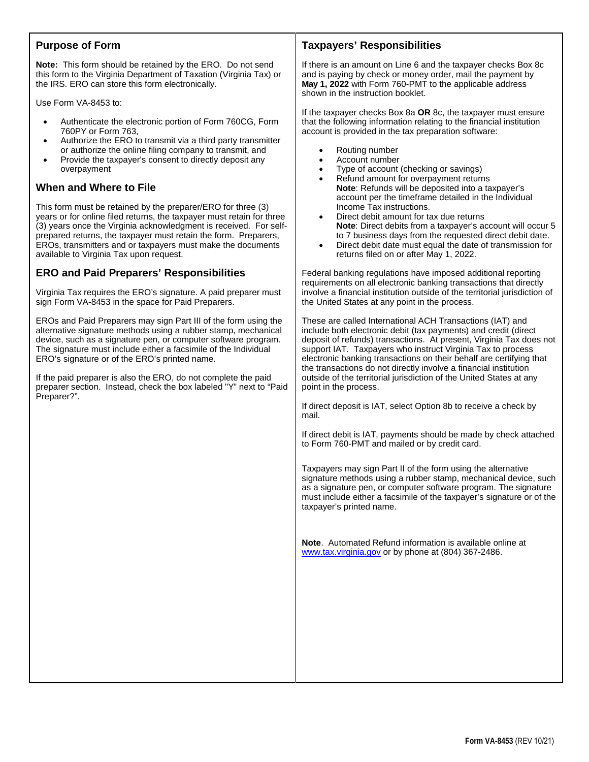## Purpose of Form

**Note:** This form should be retained by the ERO. Do not send this form to the Virginia Department of Taxation (Virginia Tax) or the IRS. ERO can store this form electronically.

Use Form VA-8453 to:

- Authenticate the electronic portion of Form 760CG, Form 760PY or Form 763,
- Authorize the ERO to transmit via a third party transmitter or authorize the online filing company to transmit, and
- Provide the taxpayer's consent to directly deposit any overpayment

## When and Where to File

This form must be retained by the preparer/ERO for three (3) years or for online filed returns, the taxpayer must retain for three (3) years once the Virginia acknowledgment is received. For self-prepared returns, the taxpayer must retain the form. Preparers, EROs, transmitters and or taxpayers must make the documents available to Virginia Tax upon request.

## ERO and Paid Preparers' Responsibilities

Virginia Tax requires the ERO's signature. A paid preparer must sign Form VA-8453 in the space for Paid Preparers.

EROs and Paid Preparers may sign Part III of the form using the alternative signature methods using a rubber stamp, mechanical device, such as a signature pen, or computer software program. The signature must include either a facsimile of the Individual ERO's signature or of the ERO's printed name.

If the paid preparer is also the ERO, do not complete the paid preparer section. Instead, check the box labeled "Y" next to "Paid Preparer?".

## Taxpayers' Responsibilities

If there is an amount on Line 6 and the taxpayer checks Box 8c and is paying by check or money order, mail the payment by **May 1, 2022** with Form 760-PMT to the applicable address shown in the instruction booklet.

If the taxpayer checks Box 8a **OR** 8c, the taxpayer must ensure that the following information relating to the financial institution account is provided in the tax preparation software:

- Routing number
- Account number
- Type of account (checking or savings)
- Refund amount for overpayment returns
  **Note**: Refunds will be deposited into a taxpayer's account per the timeframe detailed in the Individual Income Tax instructions.
- Direct debit amount for tax due returns
  **Note**: Direct debits from a taxpayer's account will occur 5 to 7 business days from the requested direct debit date.
- Direct debit date must equal the date of transmission for returns filed on or after May 1, 2022.

Federal banking regulations have imposed additional reporting requirements on all electronic banking transactions that directly involve a financial institution outside of the territorial jurisdiction of the United States at any point in the process.

These are called International ACH Transactions (IAT) and include both electronic debit (tax payments) and credit (direct deposit of refunds) transactions. At present, Virginia Tax does not support IAT. Taxpayers who instruct Virginia Tax to process electronic banking transactions on their behalf are certifying that the transactions do not directly involve a financial institution outside of the territorial jurisdiction of the United States at any point in the process.

If direct deposit is IAT, select Option 8b to receive a check by mail.

If direct debit is IAT, payments should be made by check attached to Form 760-PMT and mailed or by credit card.

Taxpayers may sign Part II of the form using the alternative signature methods using a rubber stamp, mechanical device, such as a signature pen, or computer software program. The signature must include either a facsimile of the taxpayer's signature or of the taxpayer's printed name.

**Note**. Automated Refund information is available online at www.tax.virginia.gov or by phone at (804) 367-2486.

**Form VA-8453** (REV 10/21)